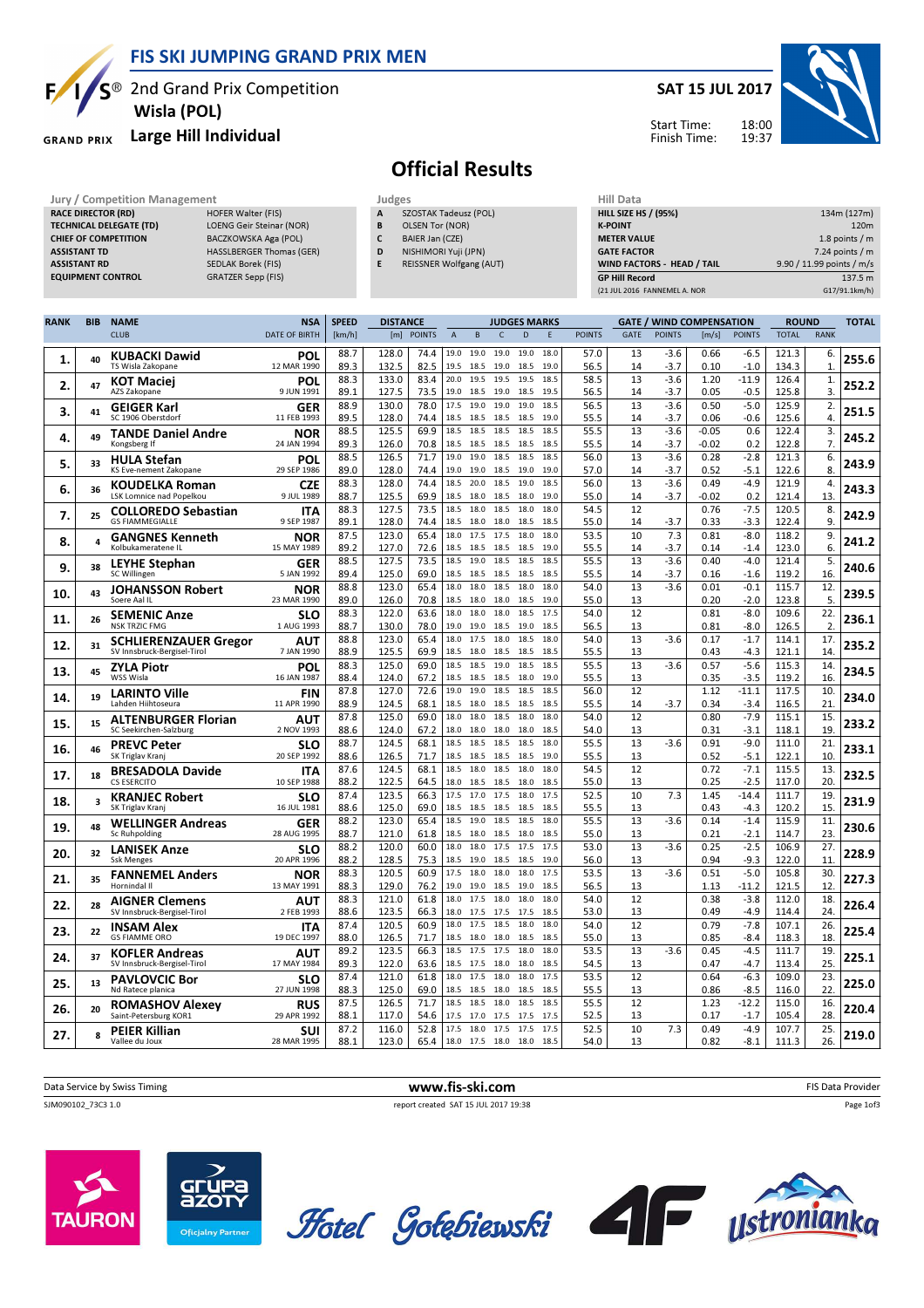# FIS SKI JUMPING GRAND PRIX MEN

## 2nd Grand Prix Competition
## Wisla (POL)
## Large Hill Individual

**SAT 15 JUL 2017**

Start Time: 18:00
Finish Time: 19:37

# Official Results

| Jury / Competition Management | |
|---|---|
| RACE DIRECTOR (RD) | HOFER Walter (FIS) |
| TECHNICAL DELEGATE (TD) | LOENG Geir Steinar (NOR) |
| CHIEF OF COMPETITION | BACZKOWSKA Aga (POL) |
| ASSISTANT TD | HASSLBERGER Thomas (GER) |
| ASSISTANT RD | SEDLAK Borek (FIS) |
| EQUIPMENT CONTROL | GRATZER Sepp (FIS) |

| Judges | |
|---|---|
| A | SZOSTAK Tadeusz (POL) |
| B | OLSEN Tor (NOR) |
| C | BAIER Jan (CZE) |
| D | NISHIMORI Yuji (JPN) |
| E | REISSNER Wolfgang (AUT) |

| Hill Data | |
|---|---|
| HILL SIZE HS / (95%) | 134m (127m) |
| K-POINT | 120m |
| METER VALUE | 1.8 points / m |
| GATE FACTOR | 7.24 points / m |
| WIND FACTORS - HEAD / TAIL | 9.90 / 11.99 points / m/s |
| GP Hill Record | 137.5 m |
| (21 JUL 2016 FANNEMEL A. NOR | G17/91.1km/h) |

| RANK | BIB | NAME / CLUB | NSA / DATE OF BIRTH | SPEED [km/h] | DISTANCE [m] | DISTANCE POINTS | A | B | C | D | E | JUDGES POINTS | GATE | GATE POINTS | WIND [m/s] | WIND POINTS | ROUND TOTAL | ROUND RANK | TOTAL |
|---|---|---|---|---|---|---|---|---|---|---|---|---|---|---|---|---|---|---|---|
| 1. | 40 | KUBACKI Dawid / TS Wisla Zakopane | POL / 12 MAR 1990 | 88.7 | 128.0 | 74.4 | 19.0 | 19.0 | 19.0 | 19.0 | 18.0 | 57.0 | 13 | -3.6 | 0.66 | -6.5 | 121.3 | 6. | 255.6 |
| | | | | 89.3 | 132.5 | 82.5 | 19.5 | 18.5 | 19.0 | 18.5 | 19.0 | 56.5 | 14 | -3.7 | 0.10 | -1.0 | 134.3 | 1. | |
| 2. | 47 | KOT Maciej / AZS Zakopane | POL / 9 JUN 1991 | 88.3 | 133.0 | 83.4 | 20.0 | 19.5 | 19.5 | 19.5 | 18.5 | 58.5 | 13 | -3.6 | 1.20 | -11.9 | 126.4 | 1. | 252.2 |
| | | | | 89.1 | 127.5 | 73.5 | 19.0 | 18.5 | 19.0 | 18.5 | 19.5 | 56.5 | 14 | -3.7 | 0.05 | -0.5 | 125.8 | 3. | |
| 3. | 41 | GEIGER Karl / SC 1906 Oberstdorf | GER / 11 FEB 1993 | 88.9 | 130.0 | 78.0 | 17.5 | 19.0 | 19.0 | 19.0 | 18.5 | 56.5 | 13 | -3.6 | 0.50 | -5.0 | 125.9 | 2. | 251.5 |
| | | | | 89.5 | 128.0 | 74.4 | 18.5 | 18.5 | 18.5 | 18.5 | 19.0 | 55.5 | 14 | -3.7 | 0.06 | -0.6 | 125.6 | 4. | |
| 4. | 49 | TANDE Daniel Andre / Kongsberg If | NOR / 24 JAN 1994 | 88.5 | 125.5 | 69.9 | 18.5 | 18.5 | 18.5 | 18.5 | 18.5 | 55.5 | 13 | -3.6 | -0.05 | 0.6 | 122.4 | 3. | 245.2 |
| | | | | 89.3 | 126.0 | 70.8 | 18.5 | 18.5 | 18.5 | 18.5 | 18.5 | 55.5 | 14 | -3.7 | -0.02 | 0.2 | 122.8 | 7. | |
| 5. | 33 | HULA Stefan / KS Eve-nement Zakopane | POL / 29 SEP 1986 | 88.5 | 126.5 | 71.7 | 19.0 | 19.0 | 18.5 | 18.5 | 18.5 | 56.0 | 13 | -3.6 | 0.28 | -2.8 | 121.3 | 6. | 243.9 |
| | | | | 89.0 | 128.0 | 74.4 | 19.0 | 19.0 | 18.5 | 19.0 | 19.0 | 57.0 | 14 | -3.7 | 0.52 | -5.1 | 122.6 | 8. | |
| 6. | 36 | KOUDELKA Roman / LSK Lomnice nad Popelkou | CZE / 9 JUL 1989 | 88.3 | 128.0 | 74.4 | 18.5 | 20.0 | 18.5 | 19.0 | 18.5 | 56.0 | 13 | -3.6 | 0.49 | -4.9 | 121.9 | 4. | 243.3 |
| | | | | 88.7 | 125.5 | 69.9 | 18.5 | 18.0 | 18.5 | 18.5 | 18.0 | 55.0 | 14 | -3.7 | -0.02 | 0.2 | 121.4 | 13. | |
| 7. | 25 | COLLOREDO Sebastian / GS FIAMMEGIALLE | ITA / 9 SEP 1987 | 88.3 | 127.5 | 73.5 | 18.5 | 18.0 | 18.5 | 18.0 | 18.0 | 54.5 | 12 | | 0.76 | -7.5 | 120.5 | 8. | 242.9 |
| | | | | 89.1 | 128.0 | 74.4 | 18.5 | 18.0 | 18.0 | 18.5 | 18.5 | 55.0 | 14 | -3.7 | 0.33 | -3.3 | 122.4 | 9. | |
| 8. | 4 | GANGNES Kenneth / Kolbukameratene IL | NOR / 15 MAY 1989 | 87.5 | 123.0 | 65.4 | 18.0 | 17.5 | 17.5 | 18.0 | 18.0 | 53.5 | 10 | 7.3 | 0.81 | -8.0 | 118.2 | 9. | 241.2 |
| | | | | 89.2 | 127.0 | 72.6 | 18.5 | 18.5 | 18.5 | 18.5 | 19.0 | 55.5 | 14 | -3.7 | 0.14 | -1.4 | 123.0 | 6. | |
| 9. | 38 | LEYHE Stephan / SC Willingen | GER / 5 JAN 1992 | 88.5 | 127.5 | 73.5 | 18.5 | 19.0 | 18.5 | 18.5 | 18.5 | 55.5 | 13 | -3.6 | 0.40 | -4.0 | 121.4 | 5. | 240.6 |
| | | | | 89.4 | 125.0 | 69.0 | 18.5 | 18.5 | 18.5 | 18.5 | 18.5 | 55.5 | 14 | -3.7 | 0.16 | -1.6 | 119.2 | 16. | |
| 10. | 43 | JOHANSSON Robert / Soere Aal IL | NOR / 23 MAR 1990 | 88.8 | 123.0 | 65.4 | 18.0 | 18.0 | 18.0 | 18.0 | 18.0 | 54.0 | 13 | -3.6 | 0.01 | -0.1 | 115.7 | 12. | 239.5 |
| | | | | 89.0 | 126.0 | 70.8 | 18.5 | 18.0 | 18.0 | 18.5 | 19.0 | 55.0 | 13 | | 0.20 | -2.0 | 123.8 | 5. | |
| 11. | 26 | SEMENIC Anze / NSK TRZIC FMG | SLO / 1 AUG 1993 | 88.3 | 122.0 | 63.6 | 18.0 | 18.0 | 18.0 | 18.5 | 17.5 | 54.0 | 12 | | 0.81 | -8.0 | 109.6 | 22. | 236.1 |
| | | | | 88.7 | 130.0 | 78.0 | 19.0 | 19.0 | 18.5 | 19.0 | 18.5 | 56.5 | 13 | | 0.81 | -8.0 | 126.5 | 2. | |
| 12. | 31 | SCHLIERENZAUER Gregor / SV Innsbruck-Bergisel-Tirol | AUT / 7 JAN 1990 | 88.8 | 123.0 | 65.4 | 18.0 | 17.5 | 18.0 | 18.5 | 18.0 | 54.0 | 13 | -3.6 | 0.17 | -1.7 | 114.1 | 17. | 235.2 |
| | | | | 88.9 | 125.5 | 69.9 | 18.5 | 18.0 | 18.5 | 18.5 | 18.5 | 55.5 | 13 | | 0.43 | -4.3 | 121.1 | 14. | |
| 13. | 45 | ZYLA Piotr / WSS Wisla | POL / 16 JAN 1987 | 88.3 | 125.0 | 69.0 | 18.5 | 18.5 | 19.0 | 18.5 | 18.5 | 55.5 | 13 | -3.6 | 0.57 | -5.6 | 115.3 | 14. | 234.5 |
| | | | | 88.4 | 124.0 | 67.2 | 18.5 | 18.5 | 18.5 | 18.0 | 19.0 | 55.5 | 13 | | 0.35 | -3.5 | 119.2 | 16. | |
| 14. | 19 | LARINTO Ville / Lahden Hiihtoseura | FIN / 11 APR 1990 | 87.8 | 127.0 | 72.6 | 19.0 | 19.0 | 18.5 | 18.5 | 18.5 | 56.0 | 12 | | 1.12 | -11.1 | 117.5 | 10. | 234.0 |
| | | | | 88.9 | 124.5 | 68.1 | 18.5 | 18.0 | 18.5 | 18.5 | 18.5 | 55.5 | 14 | -3.7 | 0.34 | -3.4 | 116.5 | 21. | |
| 15. | 15 | ALTENBURGER Florian / SC Seekirchen-Salzburg | AUT / 2 NOV 1993 | 87.8 | 125.0 | 69.0 | 18.0 | 18.0 | 18.5 | 18.0 | 18.0 | 54.0 | 12 | | 0.80 | -7.9 | 115.1 | 15. | 233.2 |
| | | | | 88.6 | 124.0 | 67.2 | 18.0 | 18.0 | 18.0 | 18.0 | 18.5 | 54.0 | 13 | | 0.31 | -3.1 | 118.1 | 19. | |
| 16. | 46 | PREVC Peter / SK Triglav Kranj | SLO / 20 SEP 1992 | 88.7 | 124.5 | 68.1 | 18.5 | 18.5 | 18.5 | 18.5 | 18.0 | 55.5 | 13 | -3.6 | 0.91 | -9.0 | 111.0 | 21. | 233.1 |
| | | | | 88.6 | 126.5 | 71.7 | 18.5 | 18.5 | 18.5 | 18.5 | 19.0 | 55.5 | 13 | | 0.52 | -5.1 | 122.1 | 10. | |
| 17. | 18 | BRESADOLA Davide / CS ESERCITO | ITA / 10 SEP 1988 | 87.6 | 124.5 | 68.1 | 18.5 | 18.0 | 18.5 | 18.0 | 18.0 | 54.5 | 12 | | 0.72 | -7.1 | 115.5 | 13. | 232.5 |
| | | | | 88.2 | 122.5 | 64.5 | 18.0 | 18.5 | 18.5 | 18.0 | 18.5 | 55.0 | 13 | | 0.25 | -2.5 | 117.0 | 20. | |
| 18. | 3 | KRANJEC Robert / SK Triglav Kranj | SLO / 16 JUL 1981 | 87.4 | 123.5 | 66.3 | 17.5 | 17.0 | 17.5 | 18.0 | 17.5 | 52.5 | 10 | 7.3 | 1.45 | -14.4 | 111.7 | 19. | 231.9 |
| | | | | 88.6 | 125.0 | 69.0 | 18.5 | 18.5 | 18.5 | 18.5 | 18.5 | 55.5 | 13 | | 0.43 | -4.3 | 120.2 | 15. | |
| 19. | 48 | WELLINGER Andreas / Sc Ruhpolding | GER / 28 AUG 1995 | 88.2 | 123.0 | 65.4 | 18.5 | 19.0 | 18.5 | 18.5 | 18.0 | 55.5 | 13 | -3.6 | 0.14 | -1.4 | 115.9 | 11. | 230.6 |
| | | | | 88.7 | 121.0 | 61.8 | 18.5 | 18.0 | 18.0 | 18.5 | 18.5 | 55.0 | 13 | | 0.21 | -2.1 | 114.7 | 23. | |
| 20. | 32 | LANISEK Anze / Ssk Menges | SLO / 20 APR 1996 | 88.2 | 120.0 | 60.0 | 18.0 | 18.0 | 17.5 | 17.5 | 17.5 | 53.0 | 13 | -3.6 | 0.25 | -2.5 | 106.9 | 27. | 228.9 |
| | | | | 88.2 | 128.5 | 75.3 | 18.5 | 19.0 | 18.5 | 18.5 | 19.0 | 56.0 | 13 | | 0.94 | -9.3 | 122.0 | 11. | |
| 21. | 35 | FANNEMEL Anders / Hornindal Il | NOR / 13 MAY 1991 | 88.3 | 120.5 | 60.9 | 17.5 | 18.0 | 18.0 | 18.0 | 17.5 | 53.5 | 13 | -3.6 | 0.51 | -5.0 | 105.8 | 30. | 227.3 |
| | | | | 88.3 | 129.0 | 76.2 | 19.0 | 19.0 | 18.5 | 19.0 | 18.5 | 56.5 | 13 | | 1.13 | -11.2 | 121.5 | 12. | |
| 22. | 28 | AIGNER Clemens / SV Innsbruck-Bergisel-Tirol | AUT / 2 FEB 1993 | 88.3 | 121.0 | 61.8 | 18.0 | 17.5 | 18.0 | 18.0 | 18.0 | 54.0 | 12 | | 0.38 | -3.8 | 112.0 | 18. | 226.4 |
| | | | | 88.6 | 123.5 | 66.3 | 18.0 | 17.5 | 17.5 | 17.5 | 18.5 | 53.0 | 13 | | 0.49 | -4.9 | 114.4 | 24. | |
| 23. | 22 | INSAM Alex / GS FIAMME ORO | ITA / 19 DEC 1997 | 87.4 | 120.5 | 60.9 | 18.0 | 17.5 | 18.5 | 18.0 | 18.0 | 54.0 | 12 | | 0.79 | -7.8 | 107.1 | 26. | 225.4 |
| | | | | 88.0 | 126.5 | 71.7 | 18.5 | 18.0 | 18.0 | 18.5 | 18.5 | 55.0 | 13 | | 0.85 | -8.4 | 118.3 | 18. | |
| 24. | 37 | KOFLER Andreas / SV Innsbruck-Bergisel-Tirol | AUT / 17 MAY 1984 | 89.2 | 123.5 | 66.3 | 18.5 | 17.5 | 17.5 | 18.0 | 18.0 | 53.5 | 13 | -3.6 | 0.45 | -4.5 | 111.7 | 19. | 225.1 |
| | | | | 89.3 | 122.0 | 63.6 | 18.5 | 17.5 | 18.0 | 18.0 | 18.5 | 54.5 | 13 | | 0.47 | -4.7 | 113.4 | 25. | |
| 25. | 13 | PAVLOVCIC Bor / Nd Ratece planica | SLO / 27 JUN 1998 | 87.4 | 121.0 | 61.8 | 18.0 | 17.5 | 18.0 | 18.0 | 17.5 | 53.5 | 12 | | 0.64 | -6.3 | 109.0 | 23. | 225.0 |
| | | | | 88.3 | 125.0 | 69.0 | 18.5 | 18.5 | 18.0 | 18.5 | 18.5 | 55.5 | 13 | | 0.86 | -8.5 | 116.0 | 22. | |
| 26. | 20 | ROMASHOV Alexey / Saint-Petersburg KOR1 | RUS / 29 APR 1992 | 87.5 | 126.5 | 71.7 | 18.5 | 18.5 | 18.0 | 18.5 | 18.5 | 55.5 | 12 | | 1.23 | -12.2 | 115.0 | 16. | 220.4 |
| | | | | 88.1 | 117.0 | 54.6 | 17.5 | 17.0 | 17.5 | 17.5 | 17.5 | 52.5 | 13 | | 0.17 | -1.7 | 105.4 | 28. | |
| 27. | 8 | PEIER Killian / Vallee du Joux | SUI / 28 MAR 1995 | 87.2 | 116.0 | 52.8 | 17.5 | 18.0 | 17.5 | 17.5 | 17.5 | 52.5 | 10 | 7.3 | 0.49 | -4.9 | 107.7 | 25. | 219.0 |
| | | | | 88.1 | 123.0 | 65.4 | 18.0 | 17.5 | 18.0 | 18.0 | 18.5 | 54.0 | 13 | | 0.82 | -8.1 | 111.3 | 26. | |

Data Service by Swiss Timing — www.fis-ski.com — FIS Data Provider

SJM090102_73C3 1.0 — report created SAT 15 JUL 2017 19:38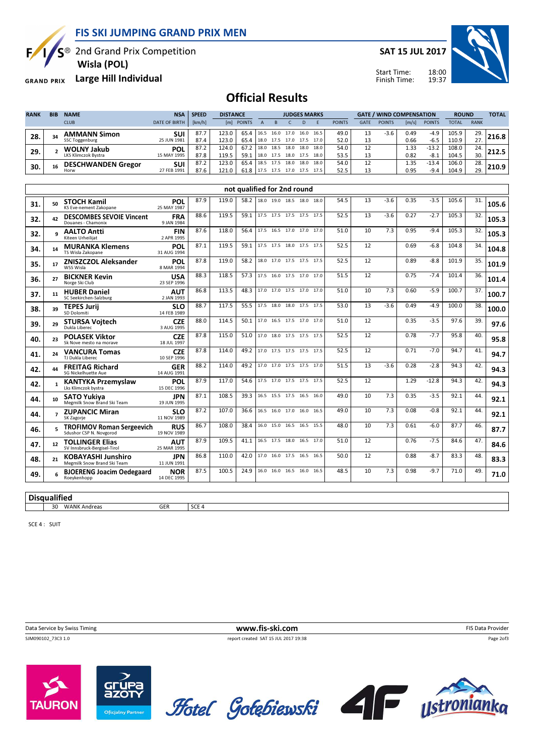# FIS SKI JUMPING GRAND PRIX MEN

2nd Grand Prix Competition
**Wisla (POL)**
**Large Hill Individual**

**SAT 15 JUL 2017**

Start Time: 18:00
Finish Time: 19:37

## Official Results

| RANK | BIB | NAME / CLUB | NSA / DATE OF BIRTH | SPEED [km/h] | DISTANCE [m] | DISTANCE POINTS | A | B | C | D | E | JUDGES POINTS | GATE | GATE POINTS | WIND [m/s] | WIND POINTS | ROUND TOTAL | ROUND RANK | TOTAL |
|---|---|---|---|---|---|---|---|---|---|---|---|---|---|---|---|---|---|---|---|
| 28. | 34 | **AMMANN Simon** SSC Toggenburg | **SUI** 25 JUN 1981 | 87.7 | 123.0 | 65.4 | 16.5 | 16.0 | 17.0 | 16.0 | 16.5 | 49.0 | 13 | -3.6 | 0.49 | -4.9 | 105.9 | 29. | **216.8** |
| | | | | 87.4 | 123.0 | 65.4 | 18.0 | 17.5 | 17.0 | 17.5 | 17.0 | 52.0 | 13 | | 0.66 | -6.5 | 110.9 | 27. | |
| 29. | 2 | **WOLNY Jakub** LKS Klimczok Bystra | **POL** 15 MAY 1995 | 87.2 | 124.0 | 67.2 | 18.0 | 18.5 | 18.0 | 18.0 | 18.0 | 54.0 | 12 | | 1.33 | -13.2 | 108.0 | 24. | **212.5** |
| | | | | 87.8 | 119.5 | 59.1 | 18.0 | 17.5 | 18.0 | 17.5 | 18.0 | 53.5 | 13 | | 0.82 | -8.1 | 104.5 | 30. | |
| 30. | 16 | **DESCHWANDEN Gregor** Horw | **SUI** 27 FEB 1991 | 87.2 | 123.0 | 65.4 | 18.5 | 17.5 | 18.0 | 18.0 | 18.0 | 54.0 | 12 | | 1.35 | -13.4 | 106.0 | 28. | **210.9** |
| | | | | 87.6 | 121.0 | 61.8 | 17.5 | 17.5 | 17.0 | 17.5 | 17.5 | 52.5 | 13 | | 0.95 | -9.4 | 104.9 | 29. | |

### not qualified for 2nd round

| RANK | BIB | NAME / CLUB | NSA / DATE OF BIRTH | SPEED [km/h] | DISTANCE [m] | DISTANCE POINTS | A | B | C | D | E | JUDGES POINTS | GATE | GATE POINTS | WIND [m/s] | WIND POINTS | ROUND TOTAL | ROUND RANK | TOTAL |
|---|---|---|---|---|---|---|---|---|---|---|---|---|---|---|---|---|---|---|---|
| 31. | 50 | **STOCH Kamil** KS Eve-nement Zakopane | **POL** 25 MAY 1987 | 87.9 | 119.0 | 58.2 | 18.0 | 19.0 | 18.5 | 18.0 | 18.0 | 54.5 | 13 | -3.6 | 0.35 | -3.5 | 105.6 | 31. | **105.6** |
| 32. | 42 | **DESCOMBES SEVOIE Vincent** Douanes - Chamonix | **FRA** 9 JAN 1984 | 88.6 | 119.5 | 59.1 | 17.5 | 17.5 | 17.5 | 17.5 | 17.5 | 52.5 | 13 | -3.6 | 0.27 | -2.7 | 105.3 | 32. | **105.3** |
| 32. | 9 | **AALTO Antti** Kiteen Urheilijat | **FIN** 2 APR 1995 | 87.6 | 118.0 | 56.4 | 17.5 | 16.5 | 17.0 | 17.0 | 17.0 | 51.0 | 10 | 7.3 | 0.95 | -9.4 | 105.3 | 32. | **105.3** |
| 34. | 14 | **MURANKA Klemens** TS Wisla Zakopane | **POL** 31 AUG 1994 | 87.1 | 119.5 | 59.1 | 17.5 | 17.5 | 18.0 | 17.5 | 17.5 | 52.5 | 12 | | 0.69 | -6.8 | 104.8 | 34. | **104.8** |
| 35. | 17 | **ZNISZCZOL Aleksander** WSS Wisla | **POL** 8 MAR 1994 | 87.8 | 119.0 | 58.2 | 18.0 | 17.0 | 17.5 | 17.5 | 17.5 | 52.5 | 12 | | 0.89 | -8.8 | 101.9 | 35. | **101.9** |
| 36. | 27 | **BICKNER Kevin** Norge Ski Club | **USA** 23 SEP 1996 | 88.3 | 118.5 | 57.3 | 17.5 | 16.0 | 17.5 | 17.0 | 17.0 | 51.5 | 12 | | 0.75 | -7.4 | 101.4 | 36. | **101.4** |
| 37. | 11 | **HUBER Daniel** SC Seekirchen-Salzburg | **AUT** 2 JAN 1993 | 86.8 | 113.5 | 48.3 | 17.0 | 17.0 | 17.5 | 17.0 | 17.0 | 51.0 | 10 | 7.3 | 0.60 | -5.9 | 100.7 | 37. | **100.7** |
| 38. | 39 | **TEPES Jurij** SD Dolomiti | **SLO** 14 FEB 1989 | 88.7 | 117.5 | 55.5 | 17.5 | 18.0 | 18.0 | 17.5 | 17.5 | 53.0 | 13 | -3.6 | 0.49 | -4.9 | 100.0 | 38. | **100.0** |
| 39. | 29 | **STURSA Vojtech** Dukla Liberec | **CZE** 3 AUG 1995 | 88.0 | 114.5 | 50.1 | 17.0 | 16.5 | 17.5 | 17.0 | 17.0 | 51.0 | 12 | | 0.35 | -3.5 | 97.6 | 39. | **97.6** |
| 40. | 23 | **POLASEK Viktor** Sk Nove mesto na morave | **CZE** 18 JUL 1997 | 87.8 | 115.0 | 51.0 | 17.0 | 18.0 | 17.5 | 17.5 | 17.5 | 52.5 | 12 | | 0.78 | -7.7 | 95.8 | 40. | **95.8** |
| 41. | 24 | **VANCURA Tomas** TJ Dukla Liberec | **CZE** 10 SEP 1996 | 87.8 | 114.0 | 49.2 | 17.0 | 17.5 | 17.5 | 17.5 | 17.5 | 52.5 | 12 | | 0.71 | -7.0 | 94.7 | 41. | **94.7** |
| 42. | 44 | **FREITAG Richard** SG Nickelhuette Aue | **GER** 14 AUG 1991 | 88.2 | 114.0 | 49.2 | 17.0 | 17.0 | 17.5 | 17.5 | 17.0 | 51.5 | 13 | -3.6 | 0.28 | -2.8 | 94.3 | 42. | **94.3** |
| 42. | 1 | **KANTYKA Przemyslaw** Lks Klimczok bystra | **POL** 15 DEC 1996 | 87.9 | 117.0 | 54.6 | 17.5 | 17.0 | 17.5 | 17.5 | 17.5 | 52.5 | 12 | | 1.29 | -12.8 | 94.3 | 42. | **94.3** |
| 44. | 10 | **SATO Yukiya** Megmilk Snow Brand Ski Team | **JPN** 19 JUN 1995 | 87.1 | 108.5 | 39.3 | 16.5 | 15.5 | 17.5 | 16.5 | 16.0 | 49.0 | 10 | 7.3 | 0.35 | -3.5 | 92.1 | 44. | **92.1** |
| 44. | 7 | **ZUPANCIC Miran** SK Zagorje | **SLO** 11 NOV 1989 | 87.2 | 107.0 | 36.6 | 16.5 | 16.0 | 17.0 | 16.0 | 16.5 | 49.0 | 10 | 7.3 | 0.08 | -0.8 | 92.1 | 44. | **92.1** |
| 46. | 5 | **TROFIMOV Roman Sergeevich** Sdushor CSP N. Novgorod | **RUS** 19 NOV 1989 | 86.7 | 108.0 | 38.4 | 16.0 | 15.0 | 16.5 | 16.5 | 15.5 | 48.0 | 10 | 7.3 | 0.61 | -6.0 | 87.7 | 46. | **87.7** |
| 47. | 12 | **TOLLINGER Elias** SV Innsbruck-Bergisel-Tirol | **AUT** 25 MAR 1995 | 87.9 | 109.5 | 41.1 | 16.5 | 17.5 | 18.0 | 16.5 | 17.0 | 51.0 | 12 | | 0.76 | -7.5 | 84.6 | 47. | **84.6** |
| 48. | 21 | **KOBAYASHI Junshiro** Megmilk Snow Brand Ski Team | **JPN** 11 JUN 1991 | 86.8 | 110.0 | 42.0 | 17.0 | 16.0 | 17.5 | 16.5 | 16.5 | 50.0 | 12 | | 0.88 | -8.7 | 83.3 | 48. | **83.3** |
| 49. | 6 | **BJOERENG Joacim Oedegaard** Roeykenhopp | **NOR** 14 DEC 1995 | 87.5 | 100.5 | 24.9 | 16.0 | 16.0 | 16.5 | 16.0 | 16.5 | 48.5 | 10 | 7.3 | 0.98 | -9.7 | 71.0 | 49. | **71.0** |

### Disqualified

| BIB | NAME | NSA | REASON |
|---|---|---|---|
| 30 | WANK Andreas | GER | SCE 4 |

SCE 4 : SUIT

Data Service by Swiss Timing — www.fis-ski.com — FIS Data Provider

SJM090102_73C3 1.0 — report created SAT 15 JUL 2017 19:38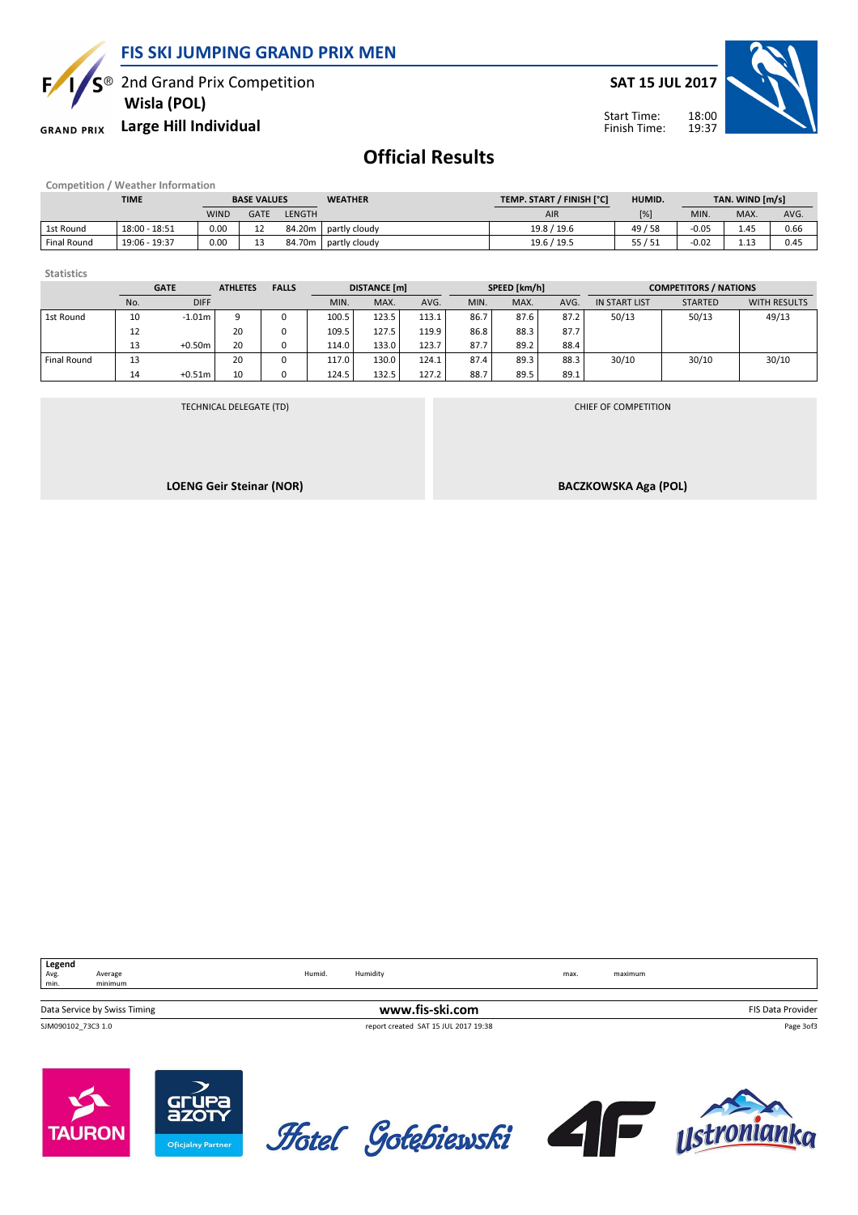# FIS SKI JUMPING GRAND PRIX MEN

2nd Grand Prix Competition
**Wisla (POL)**
**Large Hill Individual**

**SAT 15 JUL 2017**

Start Time: 18:00
Finish Time: 19:37

## Official Results

Competition / Weather Information

| | TIME | BASE VALUES | | | WEATHER | TEMP. START / FINISH [°C] | HUMID. | TAN. WIND [m/s] | | |
|---|---|---|---|---|---|---|---|---|---|---|
| | | WIND | GATE | LENGTH | | AIR | [%] | MIN. | MAX. | AVG. |
| 1st Round | 18:00 - 18:51 | 0.00 | 12 | 84.20m | partly cloudy | 19.8 / 19.6 | 49 / 58 | -0.05 | 1.45 | 0.66 |
| Final Round | 19:06 - 19:37 | 0.00 | 13 | 84.70m | partly cloudy | 19.6 / 19.5 | 55 / 51 | -0.02 | 1.13 | 0.45 |

Statistics

| | GATE | | ATHLETES | FALLS | DISTANCE [m] | | | SPEED [km/h] | | | COMPETITORS / NATIONS | | |
|---|---|---|---|---|---|---|---|---|---|---|---|---|---|
| | No. | DIFF | | | MIN. | MAX. | AVG. | MIN. | MAX. | AVG. | IN START LIST | STARTED | WITH RESULTS |
| 1st Round | 10 | -1.01m | 9 | 0 | 100.5 | 123.5 | 113.1 | 86.7 | 87.6 | 87.2 | 50/13 | 50/13 | 49/13 |
| | 12 | | 20 | 0 | 109.5 | 127.5 | 119.9 | 86.8 | 88.3 | 87.7 | | | |
| | 13 | +0.50m | 20 | 0 | 114.0 | 133.0 | 123.7 | 87.7 | 89.2 | 88.4 | | | |
| Final Round | 13 | | 20 | 0 | 117.0 | 130.0 | 124.1 | 87.4 | 89.3 | 88.3 | 30/10 | 30/10 | 30/10 |
| | 14 | +0.51m | 10 | 0 | 124.5 | 132.5 | 127.2 | 88.7 | 89.5 | 89.1 | | | |

TECHNICAL DELEGATE (TD)

**LOENG Geir Steinar (NOR)**

CHIEF OF COMPETITION

**BACZKOWSKA Aga (POL)**

Legend
Avg. Average
min. minimum
Humid. Humidity
max. maximum

Data Service by Swiss Timing
www.fis-ski.com
FIS Data Provider
SJM090102_73C3 1.0
report created SAT 15 JUL 2017 19:38